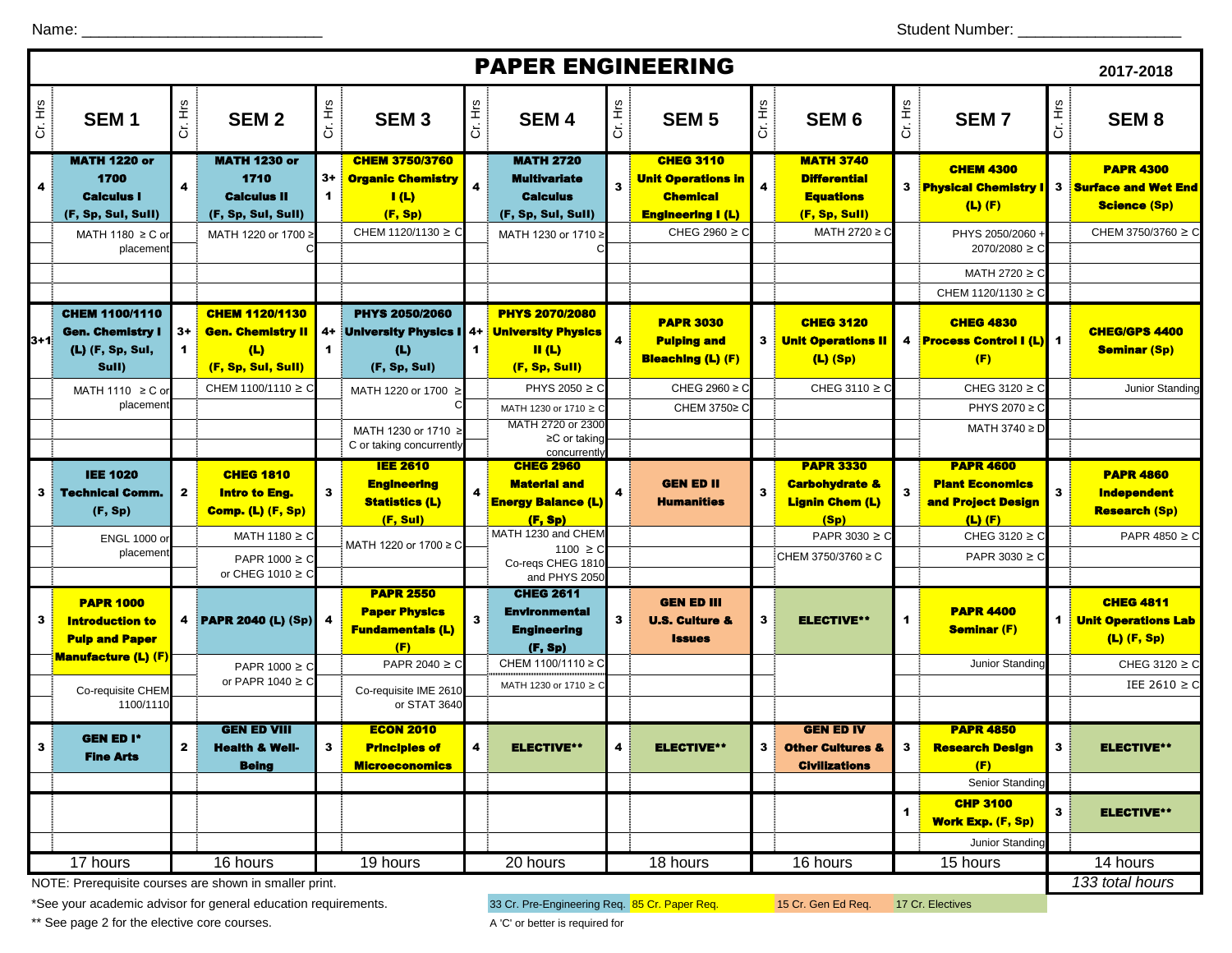Name: ___________________________ Student Number: __________________

# PAPER ENGINEERING

**2017-2018**

| Cr. Hrs | SEM 1 | Cr. Hrs | SEM 2 | Cr. Hrs | SEM 3 | Cr. Hrs | SEM 4 | Cr. Hrs | SEM 5 | Cr. Hrs | SEM 6 | Cr. Hrs | SEM 7 | Cr. Hrs | SEM 8 |
|---|---|---|---|---|---|---|---|---|---|---|---|---|---|---|---|
| 4 | **MATH 1220 or 1700 Calculus I (F, Sp, SuI, SuII)** | 4 | **MATH 1230 or 1710 Calculus II (F, Sp, SuI, SuII)** | 3+ 1 | **CHEM 3750/3760 Organic Chemistry I (L) (F, Sp)** | 4 | **MATH 2720 Multivariate Calculus (F, Sp, SuI, SuII)** | 3 | **CHEG 3110 Unit Operations in Chemical Engineering I (L)** | 4 | **MATH 3740 Differential Equations (F, Sp, SuII)** | 3 | **CHEM 4300 Physical Chemistry I (L) (F)** | 3 | **PAPR 4300 Surface and Wet End Science (Sp)** |
| | MATH 1180 ≥ C or placement | | MATH 1220 or 1700 ≥ C | | CHEM 1120/1130 ≥ C | | MATH 1230 or 1710 ≥ C | | CHEG 2960 ≥ C | | MATH 2720 ≥ C | | PHYS 2050/2060 + 2070/2080 ≥ C; MATH 2720 ≥ C; CHEM 1120/1130 ≥ C | | CHEM 3750/3760 ≥ C |
| 3+1 | **CHEM 1100/1110 Gen. Chemistry I (L) (F, Sp, SuI, SuII)** | 3+ 1 | **CHEM 1120/1130 Gen. Chemistry II (L) (F, Sp, SuI, SuII)** | 4+ 1 | **PHYS 2050/2060 University Physics I (L) (F, Sp, SuI)** | 4+ 1 | **PHYS 2070/2080 University Physics II (L) (F, Sp, SuII)** | 4 | **PAPR 3030 Pulping and Bleaching (L) (F)** | 3 | **CHEG 3120 Unit Operations II (L) (Sp)** | 4 | **CHEG 4830 Process Control I (L) (F)** | 1 | **CHEG/GPS 4400 Seminar (Sp)** |
| | MATH 1110 ≥ C or placement | | CHEM 1100/1110 ≥ C | | MATH 1220 or 1700 ≥ C; MATH 1230 or 1710 ≥ C or taking concurrently | | PHYS 2050 ≥ C; MATH 1230 or 1710 ≥ C; MATH 2720 or 2300 ≥C or taking concurrently | | CHEG 2960 ≥ C; CHEM 3750≥ C | | CHEG 3110 ≥ C | | CHEG 3120 ≥ C; PHYS 2070 ≥ C; MATH 3740 ≥ D | | Junior Standing |
| 3 | **IEE 1020 Technical Comm. (F, Sp)** | 2 | **CHEG 1810 Intro to Eng. Comp. (L) (F, Sp)** | 3 | **IEE 2610 Engineering Statistics (L) (F, SuI)** | 4 | **CHEG 2960 Material and Energy Balance (L) (F, Sp)** | 4 | **GEN ED II Humanities** | 3 | **PAPR 3330 Carbohydrate & Lignin Chem (L) (Sp)** | 3 | **PAPR 4600 Plant Economics and Project Design (L) (F)** | 3 | **PAPR 4860 Independent Research (Sp)** |
| | ENGL 1000 or placement | | MATH 1180 ≥ C; PAPR 1000 ≥ C or CHEG 1010 ≥ C | | MATH 1220 or 1700 ≥ C | | MATH 1230 and CHEM 1100 ≥ C; Co-reqs CHEG 1810 and PHYS 2050 | | | | PAPR 3030 ≥ C; CHEM 3750/3760 ≥ C | | CHEG 3120 ≥ C; PAPR 3030 ≥ C | | PAPR 4850 ≥ C |
| 3 | **PAPR 1000 Introduction to Pulp and Paper Manufacture (L) (F)** | 4 | **PAPR 2040 (L) (Sp)** | 4 | **PAPR 2550 Paper Physics Fundamentals (L) (F)** | 3 | **CHEG 2611 Environmental Engineering (F, Sp)** | 3 | **GEN ED III U.S. Culture & Issues** | 3 | **ELECTIVE**** | 1 | **PAPR 4400 Seminar (F)** | 1 | **CHEG 4811 Unit Operations Lab (L) (F, Sp)** |
| | Co-requisite CHEM 1100/1110 | | PAPR 1000 ≥ C or PAPR 1040 ≥ C | | PAPR 2040 ≥ C; Co-requisite IME 2610 or STAT 3640 | | CHEM 1100/1110 ≥ C; MATH 1230 or 1710 ≥ C | | | | | | Junior Standing | | CHEG 3120 ≥ C; IEE 2610 ≥ C |
| 3 | **GEN ED I* Fine Arts** | 2 | **GEN ED VIII Health & Well-Being** | 3 | **ECON 2010 Principles of Microeconomics** | 4 | **ELECTIVE**** | 4 | **ELECTIVE**** | 3 | **GEN ED IV Other Cultures & Civilizations** | 3 | **PAPR 4850 Research Design (F)** | 3 | **ELECTIVE**** |
| | | | | | | | | | | | | | Senior Standing | | |
| | | | | | | | | | | | | 1 | **CHP 3100 Work Exp. (F, Sp)** | 3 | **ELECTIVE**** |
| | | | | | | | | | | | | | Junior Standing | | |
| | 17 hours | | 16 hours | | 19 hours | | 20 hours | | 18 hours | | 16 hours | | 15 hours | | 14 hours |
| | | | | | | | | | | | | | | | *133 total hours* |

NOTE: Prerequisite courses are shown in smaller print.

*See your academic advisor for general education requirements.

** See page 2 for the elective core courses.

33 Cr. Pre-Engineering Req. | 85 Cr. Paper Req. | 15 Cr. Gen Ed Req. | 17 Cr. Electives

A 'C' or better is required for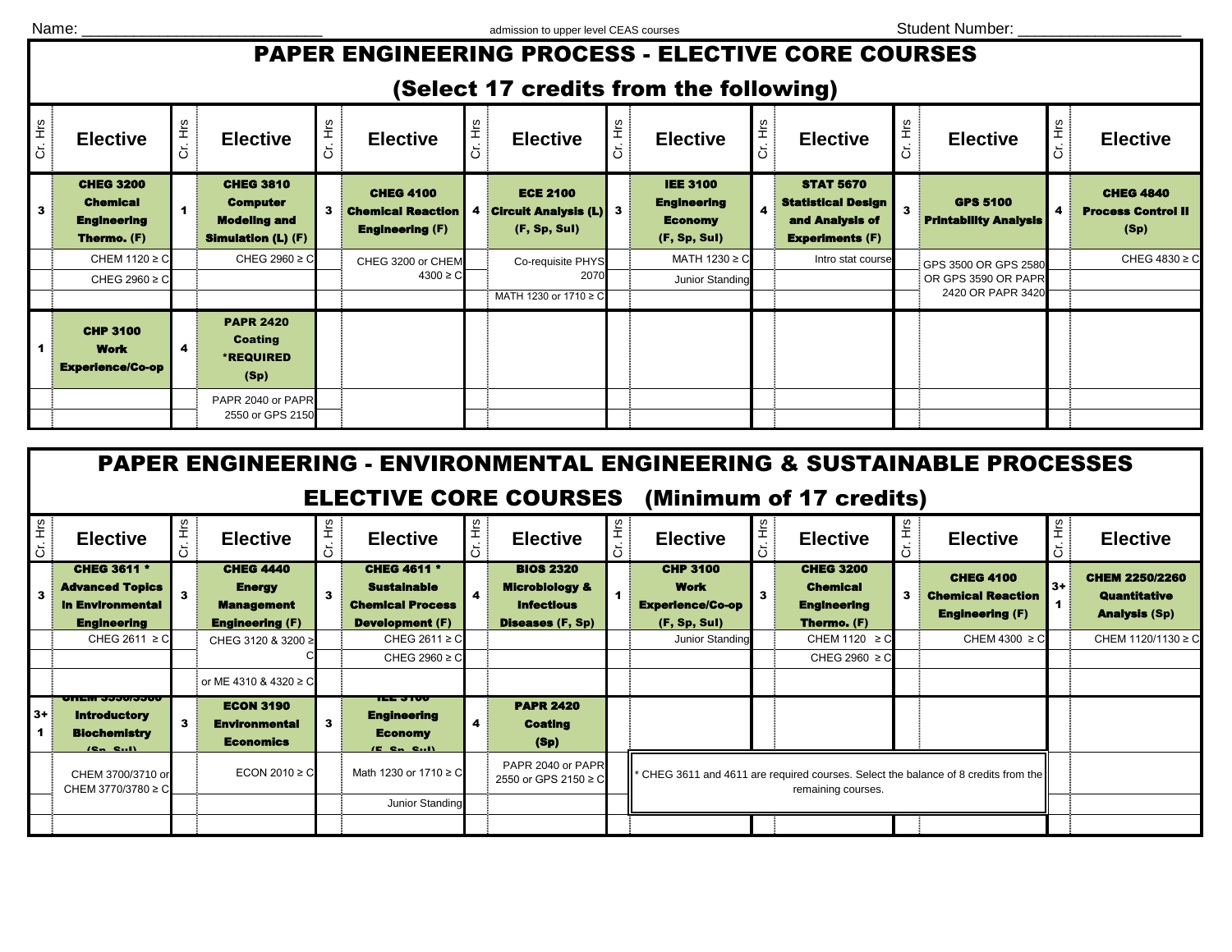Name: ____________________________ admission to upper level CEAS courses Student Number: ___________________

# PAPER ENGINEERING PROCESS - ELECTIVE CORE COURSES

## (Select 17 credits from the following)

| Cr. Hrs | Elective | Cr. Hrs | Elective | Cr. Hrs | Elective | Cr. Hrs | Elective | Cr. Hrs | Elective | Cr. Hrs | Elective | Cr. Hrs | Elective | Cr. Hrs | Elective |
|---|---|---|---|---|---|---|---|---|---|---|---|---|---|---|---|
| 3 | **CHEG 3200 Chemical Engineering Thermo. (F)** | 1 | **CHEG 3810 Computer Modeling and Simulation (L) (F)** | 3 | **CHEG 4100 Chemical Reaction Engineering (F)** | 4 | **ECE 2100 Circuit Analysis (L) (F, Sp, Sul)** | 3 | **IEE 3100 Engineering Economy (F, Sp, Sul)** | 4 | **STAT 5670 Statistical Design and Analysis of Experiments (F)** | 3 | **GPS 5100 Printability Analysis** | 4 | **CHEG 4840 Process Control II (Sp)** |
| | CHEM 1120 ≥ C | | CHEG 2960 ≥ C | | CHEG 3200 or CHEM 4300 ≥ C | | Co-requisite PHYS 2070 | | MATH 1230 ≥ C | | Intro stat course | | GPS 3500 OR GPS 2580 OR GPS 3590 OR PAPR 2420 OR PAPR 3420 | | CHEG 4830 ≥ C |
| | CHEG 2960 ≥ C | | | | | | | | Junior Standing | | | | | | |
| | | | | | | | MATH 1230 or 1710 ≥ C | | | | | | | | |
| 1 | **CHP 3100 Work Experience/Co-op** | 4 | **PAPR 2420 Coating *REQUIRED (Sp)** | | | | | | | | | | | | |
| | | | PAPR 2040 or PAPR 2550 or GPS 2150 | | | | | | | | | | | | |

# PAPER ENGINEERING - ENVIRONMENTAL ENGINEERING & SUSTAINABLE PROCESSES

## ELECTIVE CORE COURSES (Minimum of 17 credits)

| Cr. Hrs | Elective | Cr. Hrs | Elective | Cr. Hrs | Elective | Cr. Hrs | Elective | Cr. Hrs | Elective | Cr. Hrs | Elective | Cr. Hrs | Elective | Cr. Hrs | Elective |
|---|---|---|---|---|---|---|---|---|---|---|---|---|---|---|---|
| 3 | **CHEG 3611 * Advanced Topics in Environmental Engineering** | 3 | **CHEG 4440 Energy Management Engineering (F)** | 3 | **CHEG 4611 * Sustainable Chemical Process Development (F)** | 4 | **BIOS 2320 Microbiology & Infectious Diseases (F, Sp)** | 1 | **CHP 3100 Work Experience/Co-op (F, Sp, Sul)** | 3 | **CHEG 3200 Chemical Engineering Thermo. (F)** | 3 | **CHEG 4100 Chemical Reaction Engineering (F)** | 3+ 1 | **CHEM 2250/2260 Quantitative Analysis (Sp)** |
| | CHEG 2611 ≥ C | | CHEG 3120 & 3200 ≥ C | | CHEG 2611 ≥ C | | | | Junior Standing | | CHEM 1120 ≥ C | | CHEM 4300 ≥ C | | CHEM 1120/1130 ≥ C |
| | | | | | CHEG 2960 ≥ C | | | | | | CHEG 2960 ≥ C | | | | |
| | | | or ME 4310 & 4320 ≥ C | | | | | | | | | | | | |
| 3+ 1 | **CHEM 3550/3560 Introductory Biochemistry (Sp, Sul)** | 3 | **ECON 3190 Environmental Economics** | 3 | **IEE 3100 Engineering Economy (F, Sp, Sul)** | 4 | **PAPR 2420 Coating (Sp)** | | | | | | | | |
| | CHEM 3700/3710 or CHEM 3770/3780 ≥ C | | ECON 2010 ≥ C | | Math 1230 or 1710 ≥ C | | PAPR 2040 or PAPR 2550 or GPS 2150 ≥ C | | * CHEG 3611 and 4611 are required courses. Select the balance of 8 credits from the remaining courses. | | | | | | |
| | | | | | Junior Standing | | | | | | | | | | |